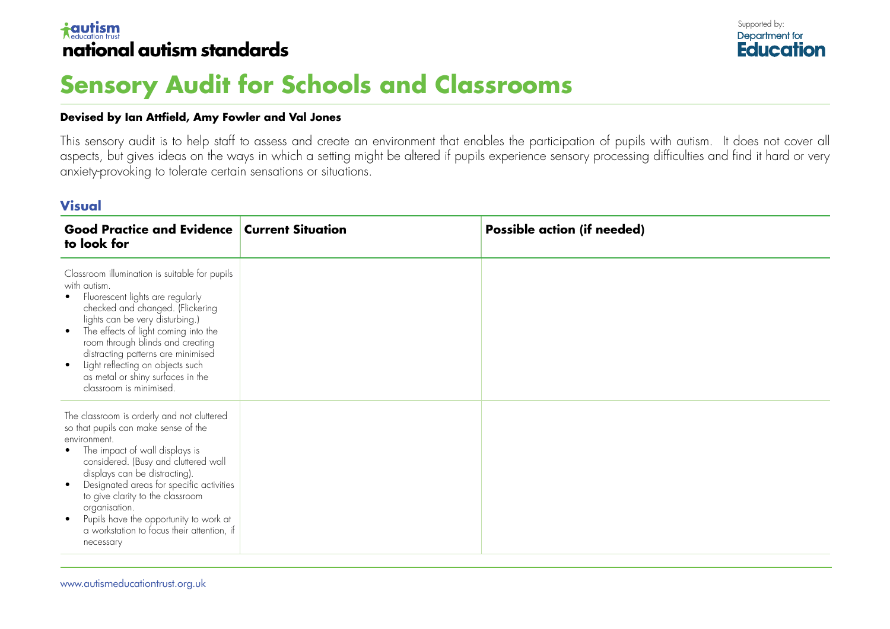autism education trust
**national autism standards**

Supported by: Department for Education

# Sensory Audit for Schools and Classrooms

**Devised by Ian Attfield, Amy Fowler and Val Jones**

This sensory audit is to help staff to assess and create an environment that enables the participation of pupils with autism. It does not cover all aspects, but gives ideas on the ways in which a setting might be altered if pupils experience sensory processing difficulties and find it hard or very anxiety-provoking to tolerate certain sensations or situations.

## Visual

| Good Practice and Evidence to look for | Current Situation | Possible action (if needed) |
|---|---|---|
| Classroom illumination is suitable for pupils with autism.<br>• Fluorescent lights are regularly checked and changed. (Flickering lights can be very disturbing.)<br>• The effects of light coming into the room through blinds and creating distracting patterns are minimised<br>• Light reflecting on objects such as metal or shiny surfaces in the classroom is minimised. | | |
| The classroom is orderly and not cluttered so that pupils can make sense of the environment.<br>• The impact of wall displays is considered. (Busy and cluttered wall displays can be distracting).<br>• Designated areas for specific activities to give clarity to the classroom organisation.<br>• Pupils have the opportunity to work at a workstation to focus their attention, if necessary | | |

www.autismeducationtrust.org.uk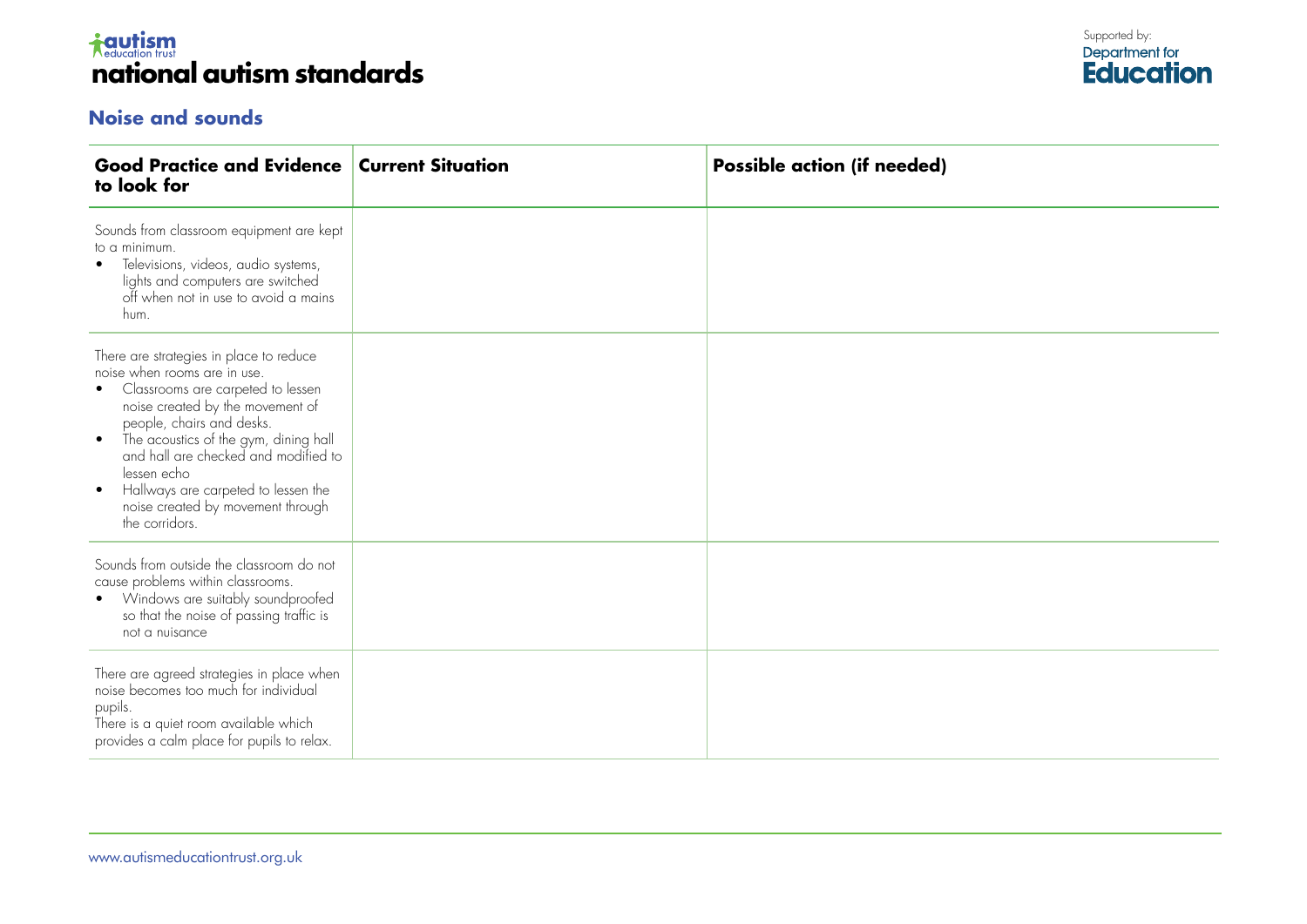# national autism standards

## Noise and sounds

| Good Practice and Evidence to look for | Current Situation | Possible action (if needed) |
|---|---|---|
| Sounds from classroom equipment are kept to a minimum.<br>• Televisions, videos, audio systems, lights and computers are switched off when not in use to avoid a mains hum. | | |
| There are strategies in place to reduce noise when rooms are in use.<br>• Classrooms are carpeted to lessen noise created by the movement of people, chairs and desks.<br>• The acoustics of the gym, dining hall and hall are checked and modified to lessen echo<br>• Hallways are carpeted to lessen the noise created by movement through the corridors. | | |
| Sounds from outside the classroom do not cause problems within classrooms.<br>• Windows are suitably soundproofed so that the noise of passing traffic is not a nuisance | | |
| There are agreed strategies in place when noise becomes too much for individual pupils.<br>There is a quiet room available which provides a calm place for pupils to relax. | | |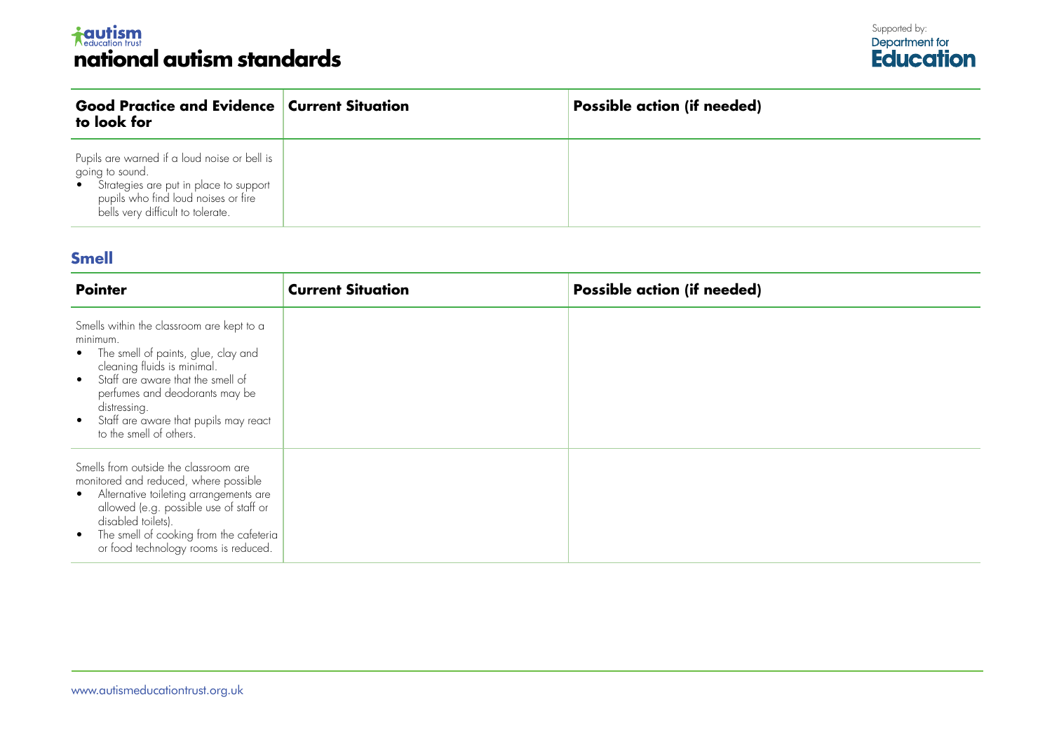| Good Practice and Evidence to look for | Current Situation | Possible action (if needed) |
|---|---|---|
| Pupils are warned if a loud noise or bell is going to sound.<br>• Strategies are put in place to support pupils who find loud noises or fire bells very difficult to tolerate. | | |

## Smell

| Pointer | Current Situation | Possible action (if needed) |
|---|---|---|
| Smells within the classroom are kept to a minimum.<br>• The smell of paints, glue, clay and cleaning fluids is minimal.<br>• Staff are aware that the smell of perfumes and deodorants may be distressing.<br>• Staff are aware that pupils may react to the smell of others. | | |
| Smells from outside the classroom are monitored and reduced, where possible<br>• Alternative toileting arrangements are allowed (e.g. possible use of staff or disabled toilets).<br>• The smell of cooking from the cafeteria or food technology rooms is reduced. | | |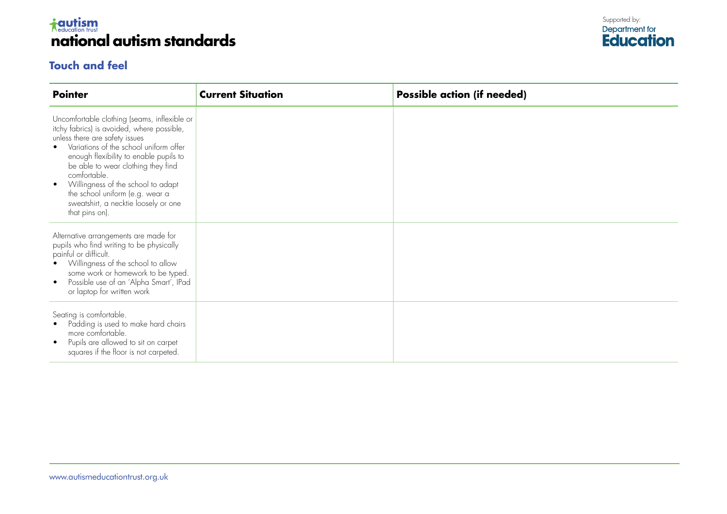# national autism standards

## Touch and feel

| Pointer | Current Situation | Possible action (if needed) |
|---|---|---|
| Uncomfortable clothing (seams, inflexible or itchy fabrics) is avoided, where possible, unless there are safety issues<br>• Variations of the school uniform offer enough flexibility to enable pupils to be able to wear clothing they find comfortable.<br>• Willingness of the school to adapt the school uniform (e.g. wear a sweatshirt, a necktie loosely or one that pins on). | | |
| Alternative arrangements are made for pupils who find writing to be physically painful or difficult.<br>• Willingness of the school to allow some work or homework to be typed.<br>• Possible use of an 'Alpha Smart', IPad or laptop for written work | | |
| Seating is comfortable.<br>• Padding is used to make hard chairs more comfortable.<br>• Pupils are allowed to sit on carpet squares if the floor is not carpeted. | | |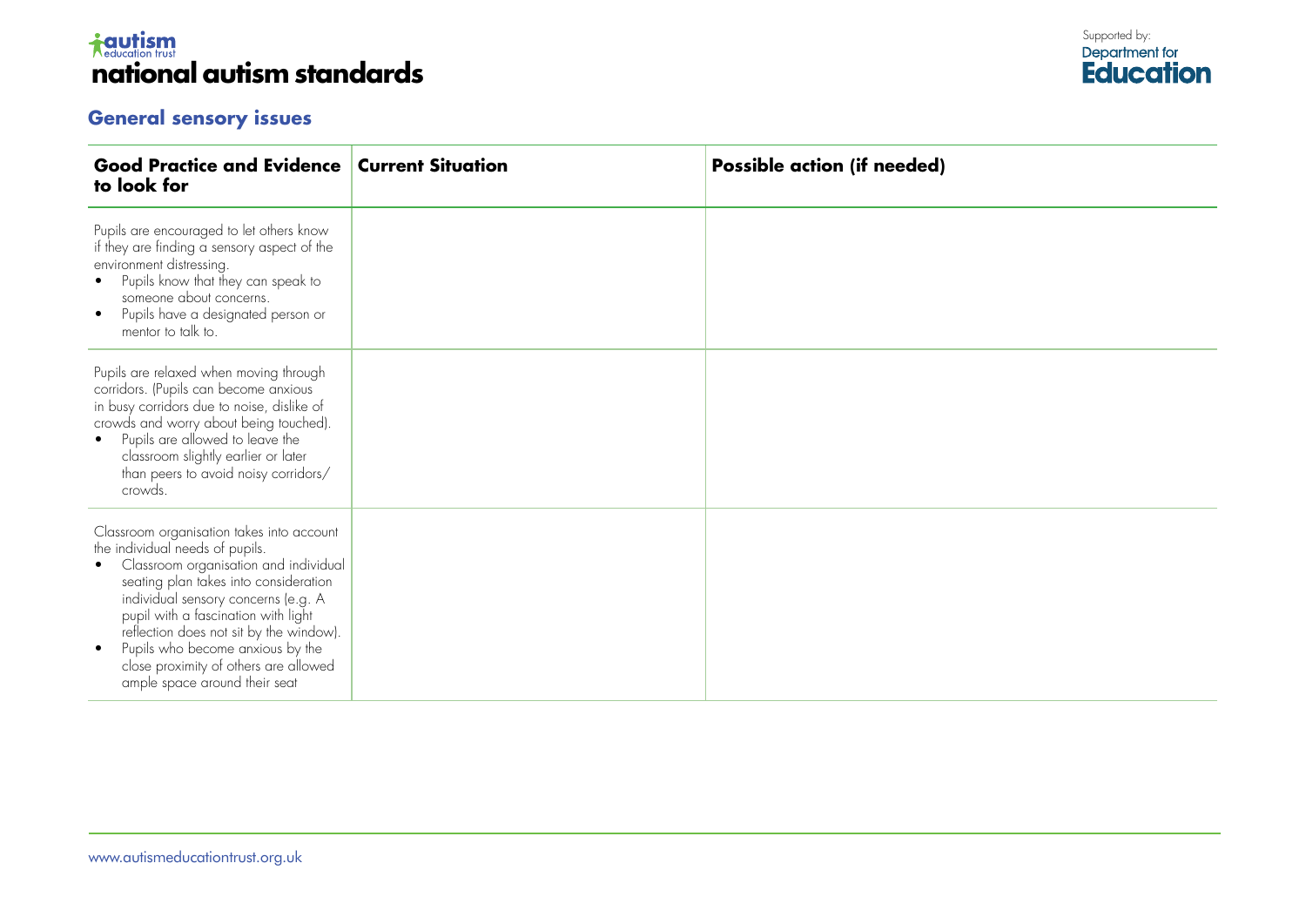# national autism standards

Supported by: Department for Education

## General sensory issues

| Good Practice and Evidence to look for | Current Situation | Possible action (if needed) |
|---|---|---|
| Pupils are encouraged to let others know if they are finding a sensory aspect of the environment distressing.<br>• Pupils know that they can speak to someone about concerns.<br>• Pupils have a designated person or mentor to talk to. | | |
| Pupils are relaxed when moving through corridors. (Pupils can become anxious in busy corridors due to noise, dislike of crowds and worry about being touched).<br>• Pupils are allowed to leave the classroom slightly earlier or later than peers to avoid noisy corridors/ crowds. | | |
| Classroom organisation takes into account the individual needs of pupils.<br>• Classroom organisation and individual seating plan takes into consideration individual sensory concerns (e.g. A pupil with a fascination with light reflection does not sit by the window).<br>• Pupils who become anxious by the close proximity of others are allowed ample space around their seat | | |

www.autismeducationtrust.org.uk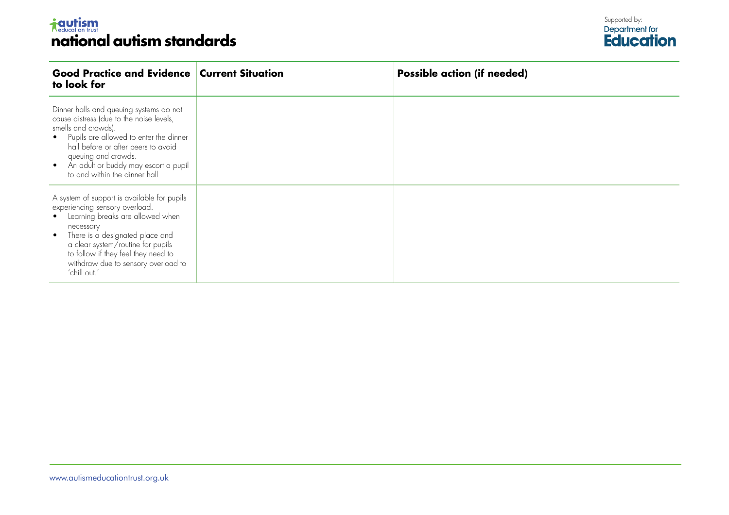| Good Practice and Evidence to look for | Current Situation | Possible action (if needed) |
|---|---|---|
| Dinner halls and queuing systems do not cause distress (due to the noise levels, smells and crowds).<br>• Pupils are allowed to enter the dinner hall before or after peers to avoid queuing and crowds.<br>• An adult or buddy may escort a pupil to and within the dinner hall | | |
| A system of support is available for pupils experiencing sensory overload.<br>• Learning breaks are allowed when necessary<br>• There is a designated place and a clear system/routine for pupils to follow if they feel they need to withdraw due to sensory overload to 'chill out.' | | |